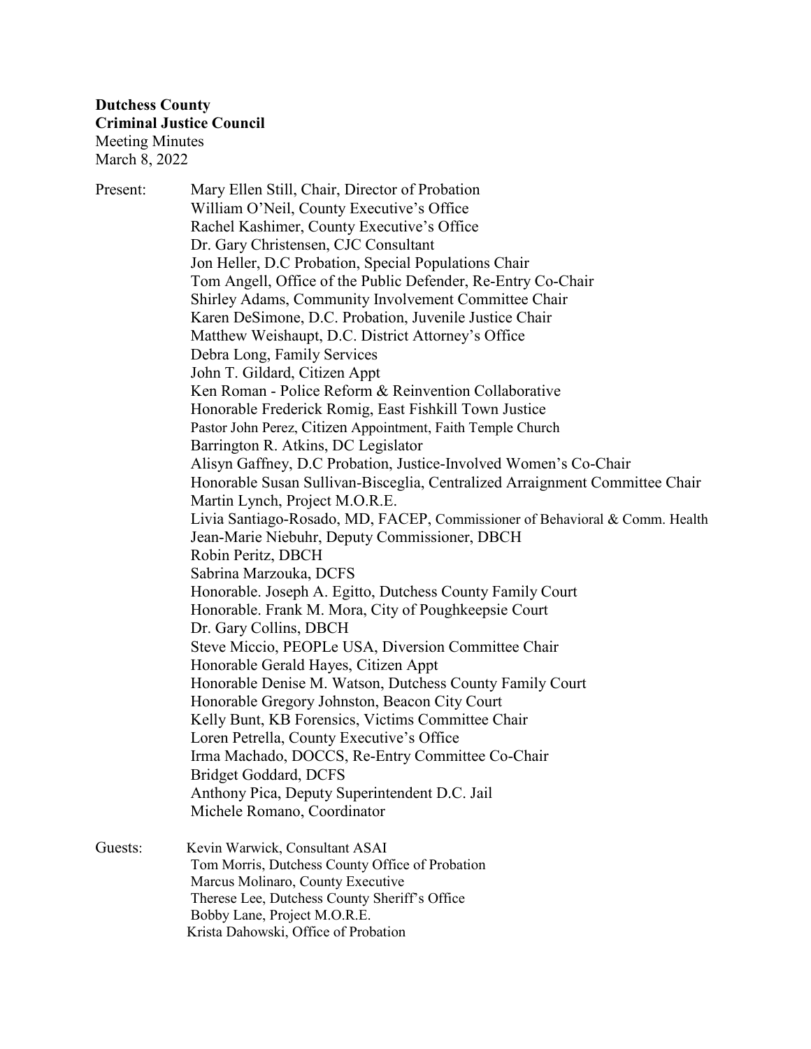**Dutchess County**
**Criminal Justice Council**
Meeting Minutes
March 8, 2022

Present:
Mary Ellen Still, Chair, Director of Probation
William O'Neil, County Executive's Office
Rachel Kashimer, County Executive's Office
Dr. Gary Christensen, CJC Consultant
Jon Heller, D.C Probation, Special Populations Chair
Tom Angell, Office of the Public Defender, Re-Entry Co-Chair
Shirley Adams, Community Involvement Committee Chair
Karen DeSimone, D.C. Probation, Juvenile Justice Chair
Matthew Weishaupt, D.C. District Attorney's Office
Debra Long, Family Services
John T. Gildard, Citizen Appt
Ken Roman - Police Reform & Reinvention Collaborative
Honorable Frederick Romig, East Fishkill Town Justice
Pastor John Perez, Citizen Appointment, Faith Temple Church
Barrington R. Atkins, DC Legislator
Alisyn Gaffney, D.C Probation, Justice-Involved Women's Co-Chair
Honorable Susan Sullivan-Bisceglia, Centralized Arraignment Committee Chair
Martin Lynch, Project M.O.R.E.
Livia Santiago-Rosado, MD, FACEP, Commissioner of Behavioral & Comm. Health
Jean-Marie Niebuhr, Deputy Commissioner, DBCH
Robin Peritz, DBCH
Sabrina Marzouka, DCFS
Honorable. Joseph A. Egitto, Dutchess County Family Court
Honorable. Frank M. Mora, City of Poughkeepsie Court
Dr. Gary Collins, DBCH
Steve Miccio, PEOPLe USA, Diversion Committee Chair
Honorable Gerald Hayes, Citizen Appt
Honorable Denise M. Watson, Dutchess County Family Court
Honorable Gregory Johnston, Beacon City Court
Kelly Bunt, KB Forensics, Victims Committee Chair
Loren Petrella, County Executive's Office
Irma Machado, DOCCS, Re-Entry Committee Co-Chair
Bridget Goddard, DCFS
Anthony Pica, Deputy Superintendent D.C. Jail
Michele Romano, Coordinator

Guests:
Kevin Warwick, Consultant ASAI
Tom Morris, Dutchess County Office of Probation
Marcus Molinaro, County Executive
Therese Lee, Dutchess County Sheriff's Office
Bobby Lane, Project M.O.R.E.
Krista Dahowski, Office of Probation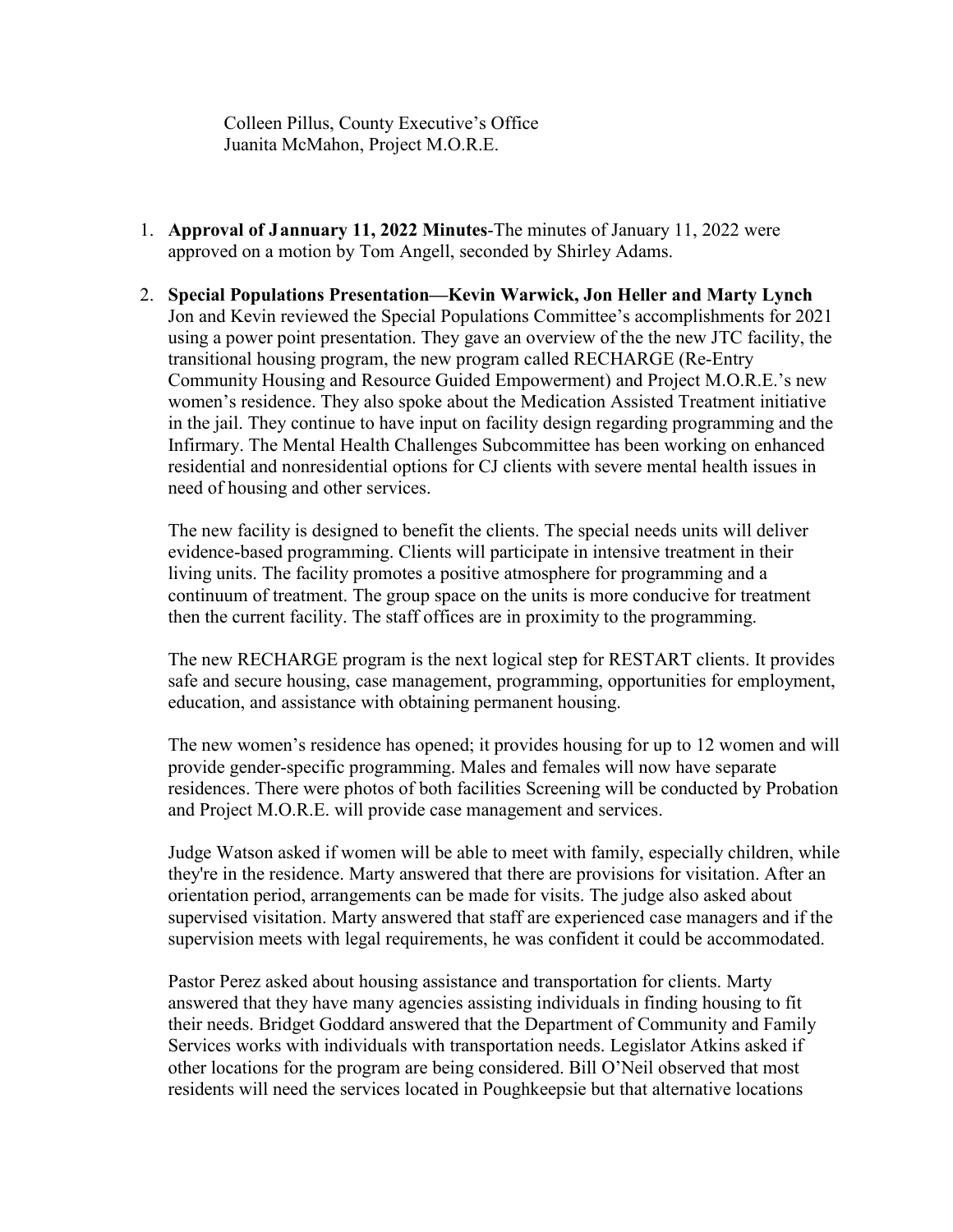Colleen Pillus, County Executive's Office
Juanita McMahon, Project M.O.R.E.

1. **Approval of Jannuary 11, 2022 Minutes**-The minutes of January 11, 2022 were approved on a motion by Tom Angell, seconded by Shirley Adams.

2. **Special Populations Presentation—Kevin Warwick, Jon Heller and Marty Lynch**
Jon and Kevin reviewed the Special Populations Committee's accomplishments for 2021 using a power point presentation. They gave an overview of the the new JTC facility, the transitional housing program, the new program called RECHARGE (Re-Entry Community Housing and Resource Guided Empowerment) and Project M.O.R.E.'s new women's residence. They also spoke about the Medication Assisted Treatment initiative in the jail. They continue to have input on facility design regarding programming and the Infirmary. The Mental Health Challenges Subcommittee has been working on enhanced residential and nonresidential options for CJ clients with severe mental health issues in need of housing and other services.

   The new facility is designed to benefit the clients. The special needs units will deliver evidence-based programming. Clients will participate in intensive treatment in their living units. The facility promotes a positive atmosphere for programming and a continuum of treatment. The group space on the units is more conducive for treatment then the current facility. The staff offices are in proximity to the programming.

   The new RECHARGE program is the next logical step for RESTART clients. It provides safe and secure housing, case management, programming, opportunities for employment, education, and assistance with obtaining permanent housing.

   The new women's residence has opened; it provides housing for up to 12 women and will provide gender-specific programming. Males and females will now have separate residences. There were photos of both facilities Screening will be conducted by Probation and Project M.O.R.E. will provide case management and services.

   Judge Watson asked if women will be able to meet with family, especially children, while they're in the residence. Marty answered that there are provisions for visitation. After an orientation period, arrangements can be made for visits. The judge also asked about supervised visitation. Marty answered that staff are experienced case managers and if the supervision meets with legal requirements, he was confident it could be accommodated.

   Pastor Perez asked about housing assistance and transportation for clients. Marty answered that they have many agencies assisting individuals in finding housing to fit their needs. Bridget Goddard answered that the Department of Community and Family Services works with individuals with transportation needs. Legislator Atkins asked if other locations for the program are being considered. Bill O'Neil observed that most residents will need the services located in Poughkeepsie but that alternative locations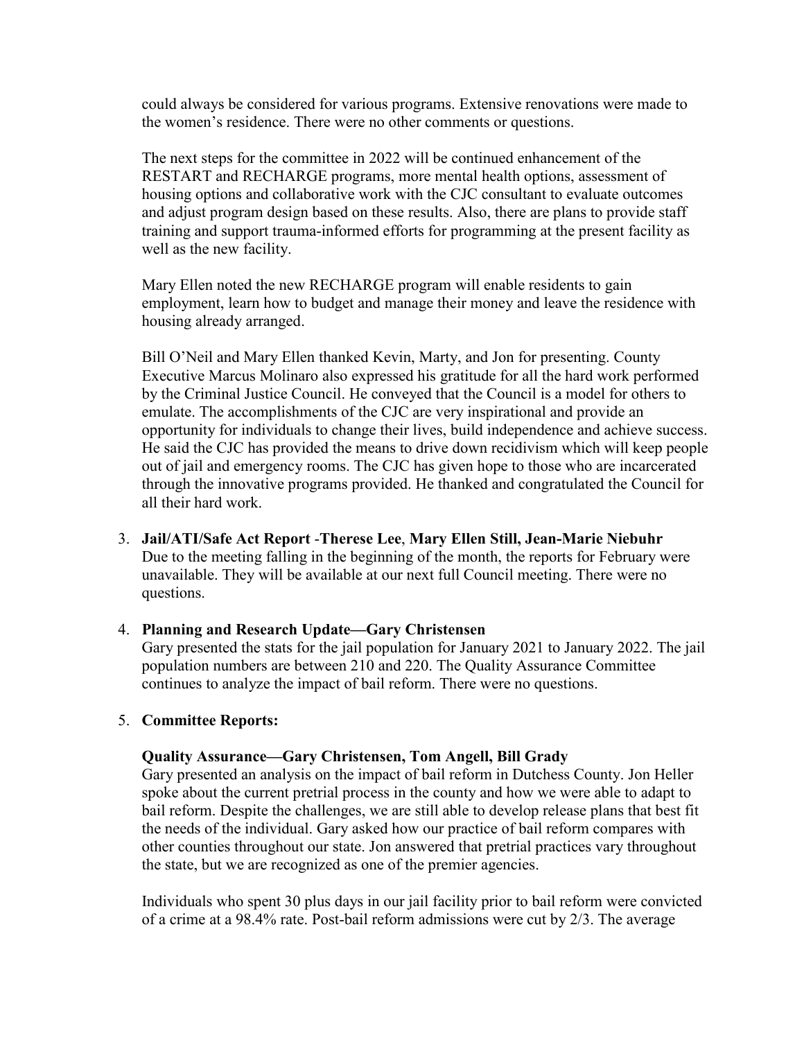could always be considered for various programs. Extensive renovations were made to the women's residence. There were no other comments or questions.

The next steps for the committee in 2022 will be continued enhancement of the RESTART and RECHARGE programs, more mental health options, assessment of housing options and collaborative work with the CJC consultant to evaluate outcomes and adjust program design based on these results. Also, there are plans to provide staff training and support trauma-informed efforts for programming at the present facility as well as the new facility.

Mary Ellen noted the new RECHARGE program will enable residents to gain employment, learn how to budget and manage their money and leave the residence with housing already arranged.

Bill O'Neil and Mary Ellen thanked Kevin, Marty, and Jon for presenting. County Executive Marcus Molinaro also expressed his gratitude for all the hard work performed by the Criminal Justice Council. He conveyed that the Council is a model for others to emulate. The accomplishments of the CJC are very inspirational and provide an opportunity for individuals to change their lives, build independence and achieve success. He said the CJC has provided the means to drive down recidivism which will keep people out of jail and emergency rooms. The CJC has given hope to those who are incarcerated through the innovative programs provided. He thanked and congratulated the Council for all their hard work.

3. **Jail/ATI/Safe Act Report** -**Therese Lee**, **Mary Ellen Still, Jean-Marie Niebuhr**
   Due to the meeting falling in the beginning of the month, the reports for February were unavailable. They will be available at our next full Council meeting. There were no questions.

4. **Planning and Research Update—Gary Christensen**
   Gary presented the stats for the jail population for January 2021 to January 2022. The jail population numbers are between 210 and 220. The Quality Assurance Committee continues to analyze the impact of bail reform. There were no questions.

5. **Committee Reports:**

   **Quality Assurance—Gary Christensen, Tom Angell, Bill Grady**
   Gary presented an analysis on the impact of bail reform in Dutchess County. Jon Heller spoke about the current pretrial process in the county and how we were able to adapt to bail reform. Despite the challenges, we are still able to develop release plans that best fit the needs of the individual. Gary asked how our practice of bail reform compares with other counties throughout our state. Jon answered that pretrial practices vary throughout the state, but we are recognized as one of the premier agencies.

   Individuals who spent 30 plus days in our jail facility prior to bail reform were convicted of a crime at a 98.4% rate. Post-bail reform admissions were cut by 2/3. The average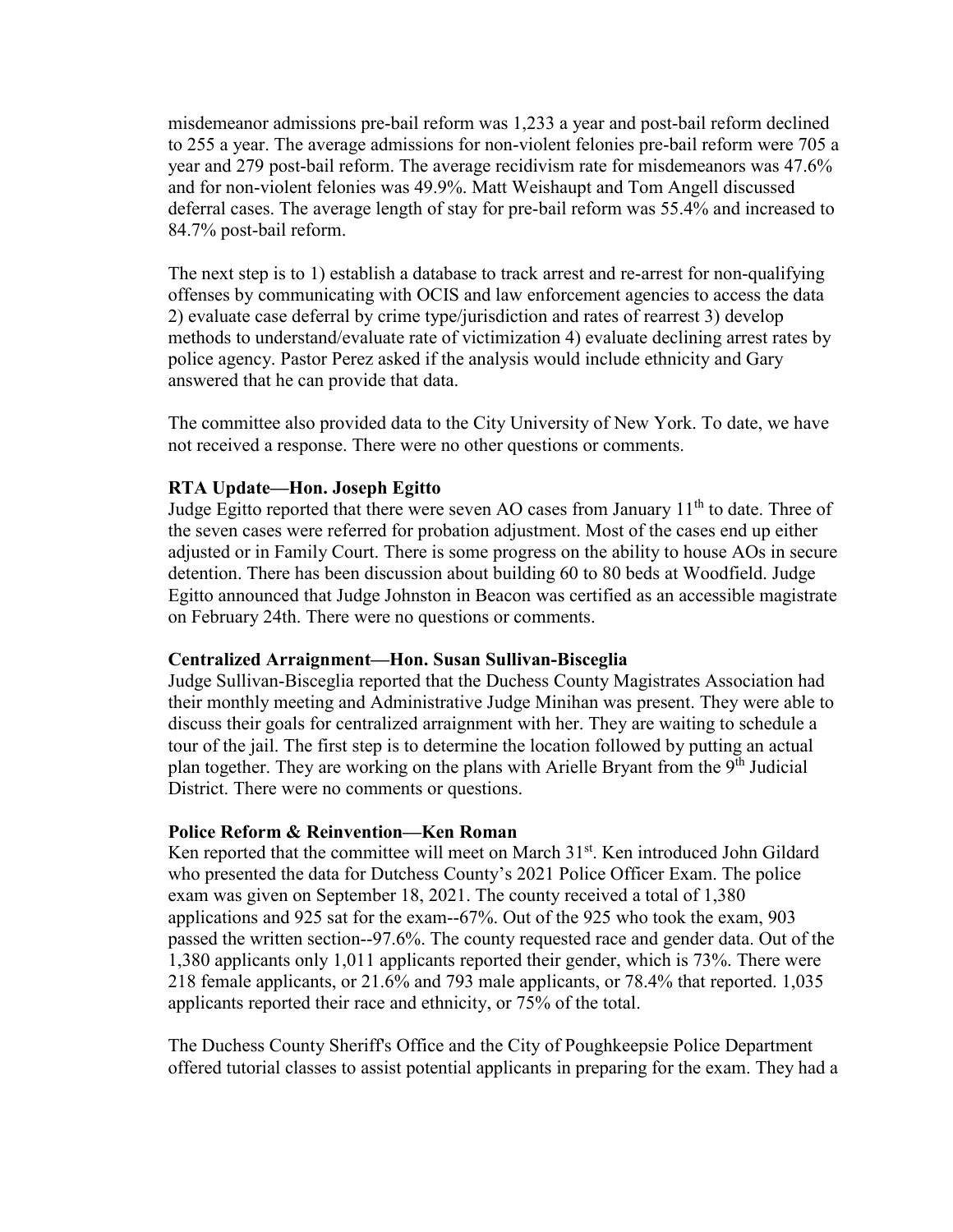misdemeanor admissions pre-bail reform was 1,233 a year and post-bail reform declined to 255 a year. The average admissions for non-violent felonies pre-bail reform were 705 a year and 279 post-bail reform. The average recidivism rate for misdemeanors was 47.6% and for non-violent felonies was 49.9%. Matt Weishaupt and Tom Angell discussed deferral cases. The average length of stay for pre-bail reform was 55.4% and increased to 84.7% post-bail reform.

The next step is to 1) establish a database to track arrest and re-arrest for non-qualifying offenses by communicating with OCIS and law enforcement agencies to access the data 2) evaluate case deferral by crime type/jurisdiction and rates of rearrest 3) develop methods to understand/evaluate rate of victimization 4) evaluate declining arrest rates by police agency. Pastor Perez asked if the analysis would include ethnicity and Gary answered that he can provide that data.

The committee also provided data to the City University of New York. To date, we have not received a response. There were no other questions or comments.

**RTA Update—Hon. Joseph Egitto**
Judge Egitto reported that there were seven AO cases from January 11th to date. Three of the seven cases were referred for probation adjustment. Most of the cases end up either adjusted or in Family Court. There is some progress on the ability to house AOs in secure detention. There has been discussion about building 60 to 80 beds at Woodfield. Judge Egitto announced that Judge Johnston in Beacon was certified as an accessible magistrate on February 24th. There were no questions or comments.

**Centralized Arraignment—Hon. Susan Sullivan-Bisceglia**
Judge Sullivan-Bisceglia reported that the Duchess County Magistrates Association had their monthly meeting and Administrative Judge Minihan was present. They were able to discuss their goals for centralized arraignment with her. They are waiting to schedule a tour of the jail. The first step is to determine the location followed by putting an actual plan together. They are working on the plans with Arielle Bryant from the 9th Judicial District. There were no comments or questions.

**Police Reform & Reinvention—Ken Roman**
Ken reported that the committee will meet on March 31st. Ken introduced John Gildard who presented the data for Dutchess County's 2021 Police Officer Exam. The police exam was given on September 18, 2021. The county received a total of 1,380 applications and 925 sat for the exam--67%. Out of the 925 who took the exam, 903 passed the written section--97.6%. The county requested race and gender data. Out of the 1,380 applicants only 1,011 applicants reported their gender, which is 73%. There were 218 female applicants, or 21.6% and 793 male applicants, or 78.4% that reported. 1,035 applicants reported their race and ethnicity, or 75% of the total.

The Duchess County Sheriff's Office and the City of Poughkeepsie Police Department offered tutorial classes to assist potential applicants in preparing for the exam. They had a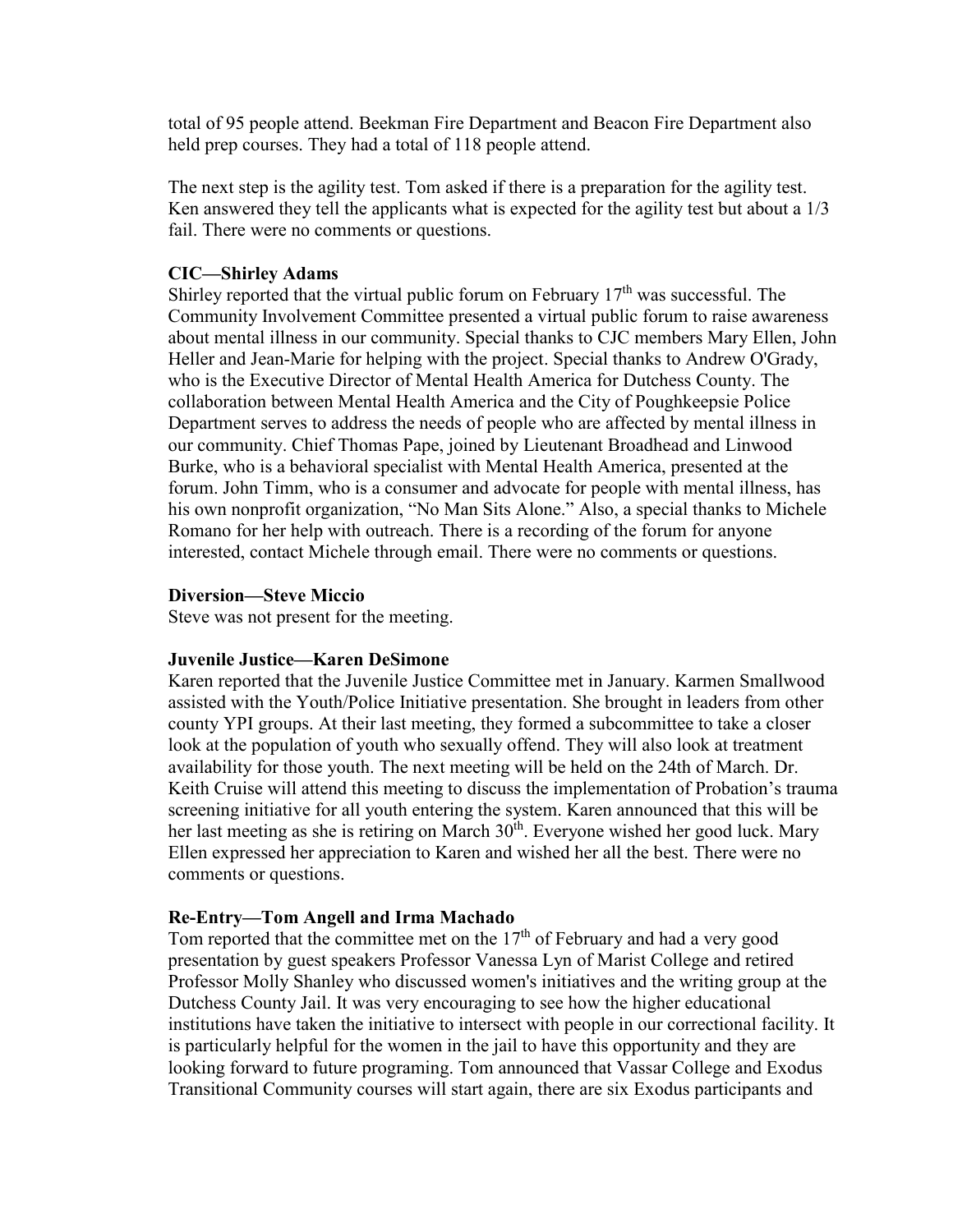total of 95 people attend. Beekman Fire Department and Beacon Fire Department also held prep courses. They had a total of 118 people attend.

The next step is the agility test. Tom asked if there is a preparation for the agility test. Ken answered they tell the applicants what is expected for the agility test but about a 1/3 fail. There were no comments or questions.

**CIC—Shirley Adams**
Shirley reported that the virtual public forum on February 17th was successful. The Community Involvement Committee presented a virtual public forum to raise awareness about mental illness in our community. Special thanks to CJC members Mary Ellen, John Heller and Jean-Marie for helping with the project. Special thanks to Andrew O'Grady, who is the Executive Director of Mental Health America for Dutchess County. The collaboration between Mental Health America and the City of Poughkeepsie Police Department serves to address the needs of people who are affected by mental illness in our community. Chief Thomas Pape, joined by Lieutenant Broadhead and Linwood Burke, who is a behavioral specialist with Mental Health America, presented at the forum. John Timm, who is a consumer and advocate for people with mental illness, has his own nonprofit organization, "No Man Sits Alone." Also, a special thanks to Michele Romano for her help with outreach. There is a recording of the forum for anyone interested, contact Michele through email. There were no comments or questions.

**Diversion—Steve Miccio**
Steve was not present for the meeting.

**Juvenile Justice—Karen DeSimone**
Karen reported that the Juvenile Justice Committee met in January. Karmen Smallwood assisted with the Youth/Police Initiative presentation. She brought in leaders from other county YPI groups. At their last meeting, they formed a subcommittee to take a closer look at the population of youth who sexually offend. They will also look at treatment availability for those youth. The next meeting will be held on the 24th of March. Dr. Keith Cruise will attend this meeting to discuss the implementation of Probation's trauma screening initiative for all youth entering the system. Karen announced that this will be her last meeting as she is retiring on March 30th. Everyone wished her good luck. Mary Ellen expressed her appreciation to Karen and wished her all the best. There were no comments or questions.

**Re-Entry—Tom Angell and Irma Machado**
Tom reported that the committee met on the 17th of February and had a very good presentation by guest speakers Professor Vanessa Lyn of Marist College and retired Professor Molly Shanley who discussed women's initiatives and the writing group at the Dutchess County Jail. It was very encouraging to see how the higher educational institutions have taken the initiative to intersect with people in our correctional facility. It is particularly helpful for the women in the jail to have this opportunity and they are looking forward to future programing. Tom announced that Vassar College and Exodus Transitional Community courses will start again, there are six Exodus participants and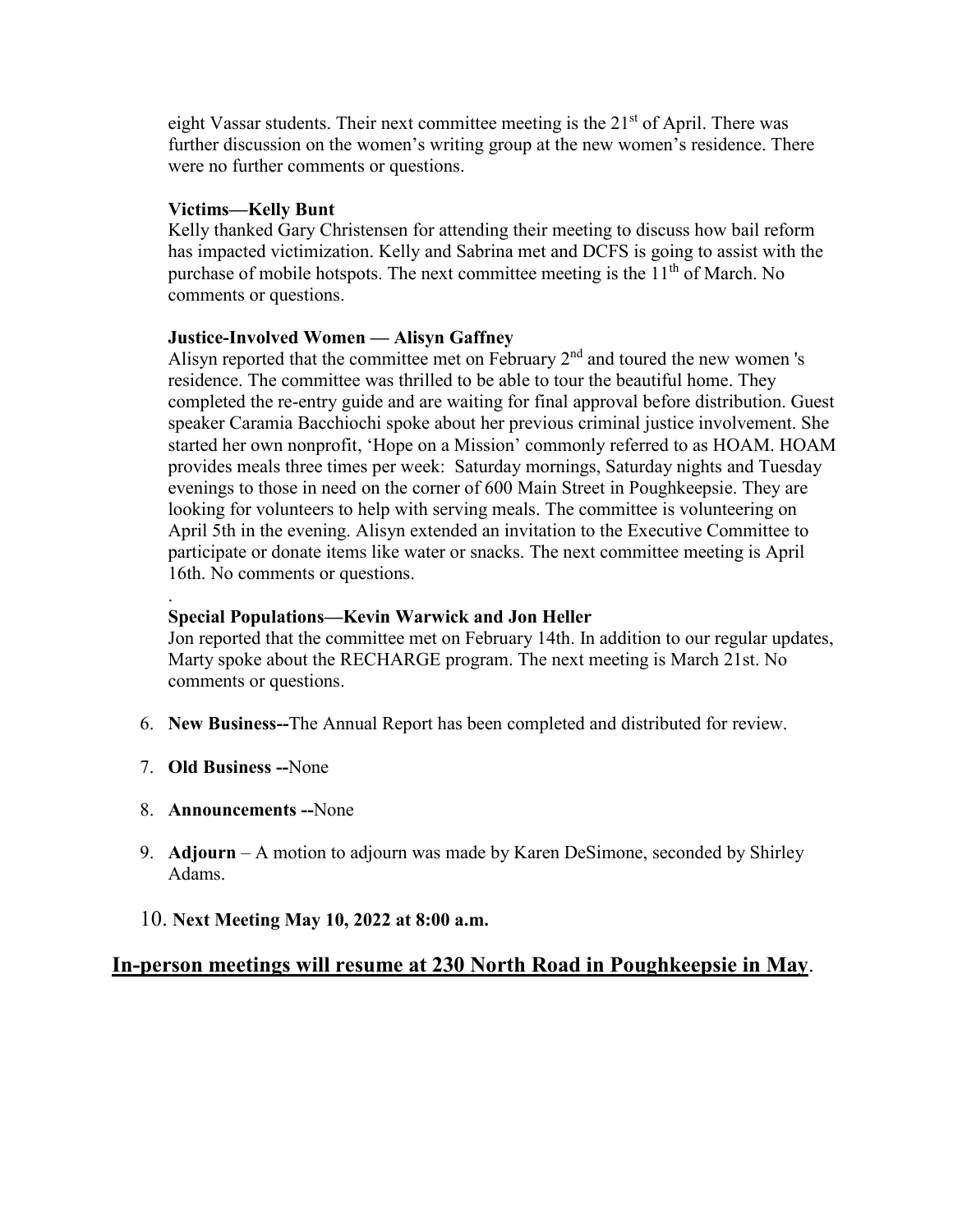eight Vassar students. Their next committee meeting is the 21st of April. There was further discussion on the women's writing group at the new women's residence. There were no further comments or questions.

**Victims—Kelly Bunt**
Kelly thanked Gary Christensen for attending their meeting to discuss how bail reform has impacted victimization. Kelly and Sabrina met and DCFS is going to assist with the purchase of mobile hotspots. The next committee meeting is the 11th of March. No comments or questions.

**Justice-Involved Women — Alisyn Gaffney**
Alisyn reported that the committee met on February 2nd and toured the new women 's residence. The committee was thrilled to be able to tour the beautiful home. They completed the re-entry guide and are waiting for final approval before distribution. Guest speaker Caramia Bacchiochi spoke about her previous criminal justice involvement. She started her own nonprofit, 'Hope on a Mission' commonly referred to as HOAM. HOAM provides meals three times per week: Saturday mornings, Saturday nights and Tuesday evenings to those in need on the corner of 600 Main Street in Poughkeepsie. They are looking for volunteers to help with serving meals. The committee is volunteering on April 5th in the evening. Alisyn extended an invitation to the Executive Committee to participate or donate items like water or snacks. The next committee meeting is April 16th. No comments or questions.

.

**Special Populations—Kevin Warwick and Jon Heller**
Jon reported that the committee met on February 14th. In addition to our regular updates, Marty spoke about the RECHARGE program. The next meeting is March 21st. No comments or questions.

6. **New Business--**The Annual Report has been completed and distributed for review.
7. **Old Business --**None
8. **Announcements --**None
9. **Adjourn** – A motion to adjourn was made by Karen DeSimone, seconded by Shirley Adams.
10. **Next Meeting May 10, 2022 at 8:00 a.m.**

**<u>In-person meetings will resume at 230 North Road in Poughkeepsie in May</u>**.